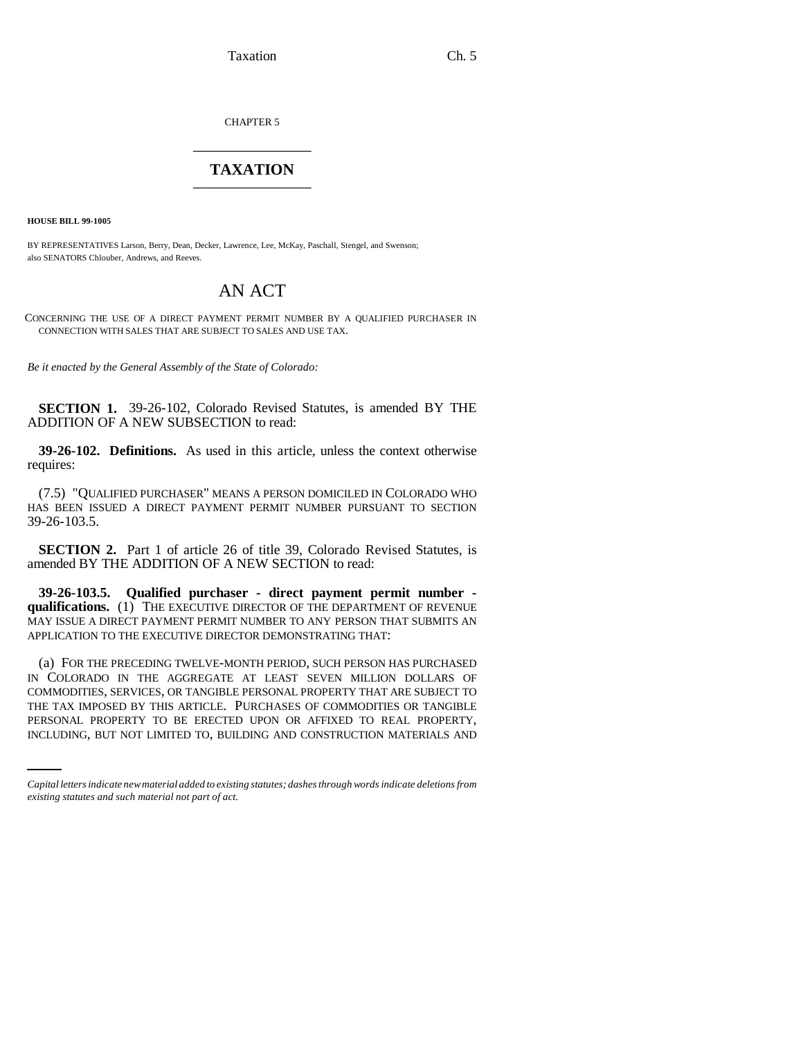CHAPTER 5

## TAXATION

**HOUSE BILL 99-1005**

BY REPRESENTATIVES Larson, Berry, Dean, Decker, Lawrence, Lee, McKay, Paschall, Stengel, and Swenson; also SENATORS Chlouber, Andrews, and Reeves.

# AN ACT

CONCERNING THE USE OF A DIRECT PAYMENT PERMIT NUMBER BY A QUALIFIED PURCHASER IN CONNECTION WITH SALES THAT ARE SUBJECT TO SALES AND USE TAX.

*Be it enacted by the General Assembly of the State of Colorado:*

**SECTION 1.** 39-26-102, Colorado Revised Statutes, is amended BY THE ADDITION OF A NEW SUBSECTION to read:

**39-26-102. Definitions.** As used in this article, unless the context otherwise requires:

(7.5) "QUALIFIED PURCHASER" MEANS A PERSON DOMICILED IN COLORADO WHO HAS BEEN ISSUED A DIRECT PAYMENT PERMIT NUMBER PURSUANT TO SECTION 39-26-103.5.

**SECTION 2.** Part 1 of article 26 of title 39, Colorado Revised Statutes, is amended BY THE ADDITION OF A NEW SECTION to read:

**39-26-103.5. Qualified purchaser - direct payment permit number - qualifications.** (1) THE EXECUTIVE DIRECTOR OF THE DEPARTMENT OF REVENUE MAY ISSUE A DIRECT PAYMENT PERMIT NUMBER TO ANY PERSON THAT SUBMITS AN APPLICATION TO THE EXECUTIVE DIRECTOR DEMONSTRATING THAT:

(a) FOR THE PRECEDING TWELVE-MONTH PERIOD, SUCH PERSON HAS PURCHASED IN COLORADO IN THE AGGREGATE AT LEAST SEVEN MILLION DOLLARS OF COMMODITIES, SERVICES, OR TANGIBLE PERSONAL PROPERTY THAT ARE SUBJECT TO THE TAX IMPOSED BY THIS ARTICLE. PURCHASES OF COMMODITIES OR TANGIBLE PERSONAL PROPERTY TO BE ERECTED UPON OR AFFIXED TO REAL PROPERTY, INCLUDING, BUT NOT LIMITED TO, BUILDING AND CONSTRUCTION MATERIALS AND

*Capital letters indicate new material added to existing statutes; dashes through words indicate deletions from existing statutes and such material not part of act.*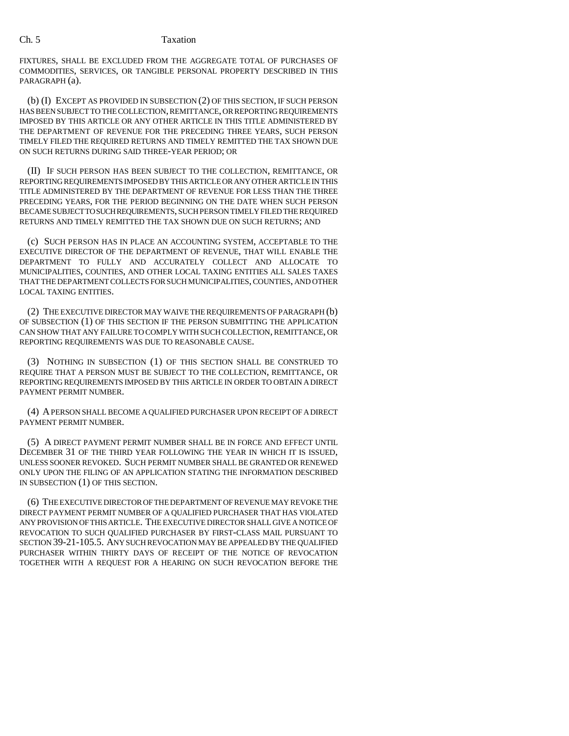FIXTURES, SHALL BE EXCLUDED FROM THE AGGREGATE TOTAL OF PURCHASES OF COMMODITIES, SERVICES, OR TANGIBLE PERSONAL PROPERTY DESCRIBED IN THIS PARAGRAPH (a).

(b) (I) EXCEPT AS PROVIDED IN SUBSECTION (2) OF THIS SECTION, IF SUCH PERSON HAS BEEN SUBJECT TO THE COLLECTION, REMITTANCE, OR REPORTING REQUIREMENTS IMPOSED BY THIS ARTICLE OR ANY OTHER ARTICLE IN THIS TITLE ADMINISTERED BY THE DEPARTMENT OF REVENUE FOR THE PRECEDING THREE YEARS, SUCH PERSON TIMELY FILED THE REQUIRED RETURNS AND TIMELY REMITTED THE TAX SHOWN DUE ON SUCH RETURNS DURING SAID THREE-YEAR PERIOD; OR

(II) IF SUCH PERSON HAS BEEN SUBJECT TO THE COLLECTION, REMITTANCE, OR REPORTING REQUIREMENTS IMPOSED BY THIS ARTICLE OR ANY OTHER ARTICLE IN THIS TITLE ADMINISTERED BY THE DEPARTMENT OF REVENUE FOR LESS THAN THE THREE PRECEDING YEARS, FOR THE PERIOD BEGINNING ON THE DATE WHEN SUCH PERSON BECAME SUBJECT TO SUCH REQUIREMENTS, SUCH PERSON TIMELY FILED THE REQUIRED RETURNS AND TIMELY REMITTED THE TAX SHOWN DUE ON SUCH RETURNS; AND

(c) SUCH PERSON HAS IN PLACE AN ACCOUNTING SYSTEM, ACCEPTABLE TO THE EXECUTIVE DIRECTOR OF THE DEPARTMENT OF REVENUE, THAT WILL ENABLE THE DEPARTMENT TO FULLY AND ACCURATELY COLLECT AND ALLOCATE TO MUNICIPALITIES, COUNTIES, AND OTHER LOCAL TAXING ENTITIES ALL SALES TAXES THAT THE DEPARTMENT COLLECTS FOR SUCH MUNICIPALITIES, COUNTIES, AND OTHER LOCAL TAXING ENTITIES.

(2) THE EXECUTIVE DIRECTOR MAY WAIVE THE REQUIREMENTS OF PARAGRAPH (b) OF SUBSECTION (1) OF THIS SECTION IF THE PERSON SUBMITTING THE APPLICATION CAN SHOW THAT ANY FAILURE TO COMPLY WITH SUCH COLLECTION, REMITTANCE, OR REPORTING REQUIREMENTS WAS DUE TO REASONABLE CAUSE.

(3) NOTHING IN SUBSECTION (1) OF THIS SECTION SHALL BE CONSTRUED TO REQUIRE THAT A PERSON MUST BE SUBJECT TO THE COLLECTION, REMITTANCE, OR REPORTING REQUIREMENTS IMPOSED BY THIS ARTICLE IN ORDER TO OBTAIN A DIRECT PAYMENT PERMIT NUMBER.

(4) A PERSON SHALL BECOME A QUALIFIED PURCHASER UPON RECEIPT OF A DIRECT PAYMENT PERMIT NUMBER.

(5) A DIRECT PAYMENT PERMIT NUMBER SHALL BE IN FORCE AND EFFECT UNTIL DECEMBER 31 OF THE THIRD YEAR FOLLOWING THE YEAR IN WHICH IT IS ISSUED, UNLESS SOONER REVOKED. SUCH PERMIT NUMBER SHALL BE GRANTED OR RENEWED ONLY UPON THE FILING OF AN APPLICATION STATING THE INFORMATION DESCRIBED IN SUBSECTION (1) OF THIS SECTION.

(6) THE EXECUTIVE DIRECTOR OF THE DEPARTMENT OF REVENUE MAY REVOKE THE DIRECT PAYMENT PERMIT NUMBER OF A QUALIFIED PURCHASER THAT HAS VIOLATED ANY PROVISION OF THIS ARTICLE. THE EXECUTIVE DIRECTOR SHALL GIVE A NOTICE OF REVOCATION TO SUCH QUALIFIED PURCHASER BY FIRST-CLASS MAIL PURSUANT TO SECTION 39-21-105.5. ANY SUCH REVOCATION MAY BE APPEALED BY THE QUALIFIED PURCHASER WITHIN THIRTY DAYS OF RECEIPT OF THE NOTICE OF REVOCATION TOGETHER WITH A REQUEST FOR A HEARING ON SUCH REVOCATION BEFORE THE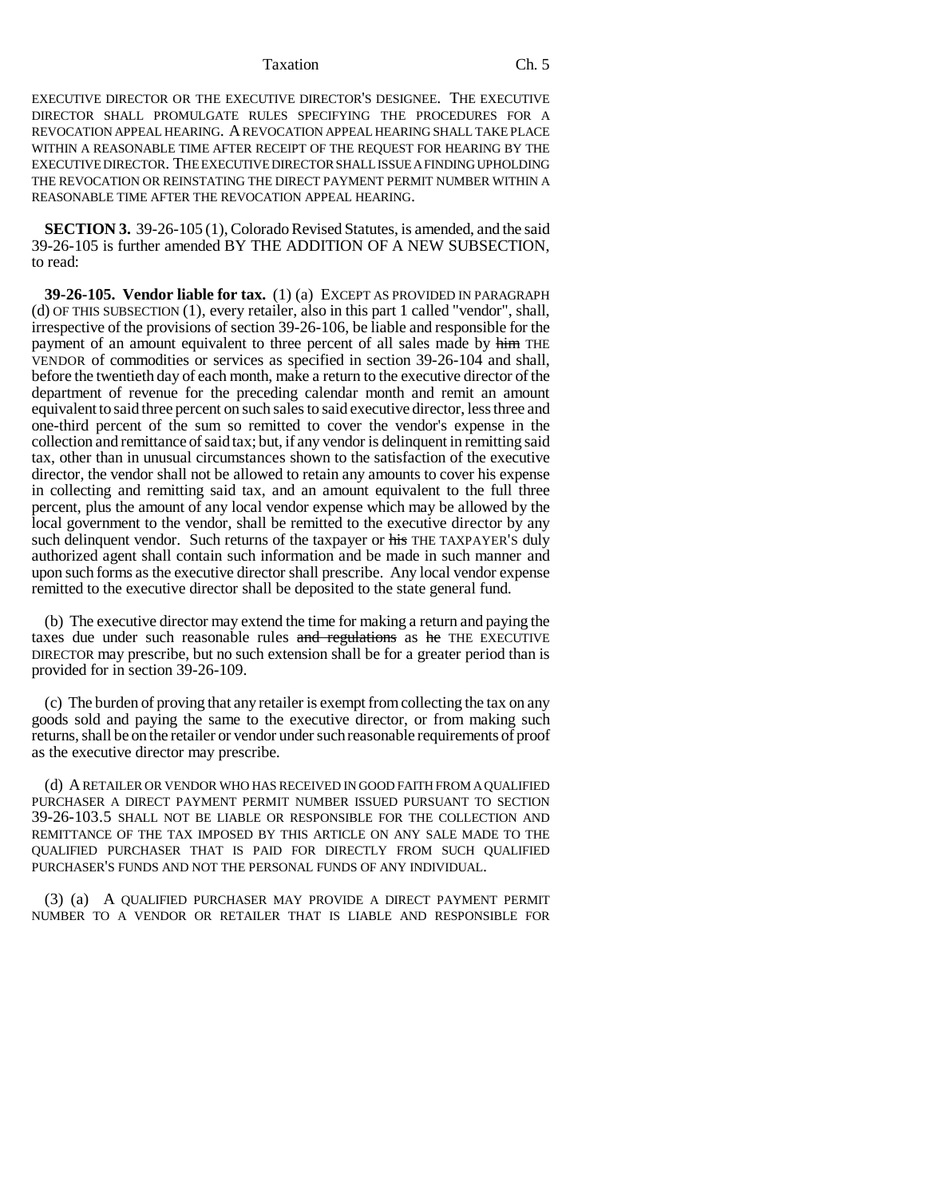EXECUTIVE DIRECTOR OR THE EXECUTIVE DIRECTOR'S DESIGNEE. THE EXECUTIVE DIRECTOR SHALL PROMULGATE RULES SPECIFYING THE PROCEDURES FOR A REVOCATION APPEAL HEARING. A REVOCATION APPEAL HEARING SHALL TAKE PLACE WITHIN A REASONABLE TIME AFTER RECEIPT OF THE REQUEST FOR HEARING BY THE EXECUTIVE DIRECTOR. THE EXECUTIVE DIRECTOR SHALL ISSUE A FINDING UPHOLDING THE REVOCATION OR REINSTATING THE DIRECT PAYMENT PERMIT NUMBER WITHIN A REASONABLE TIME AFTER THE REVOCATION APPEAL HEARING.

**SECTION 3.** 39-26-105 (1), Colorado Revised Statutes, is amended, and the said 39-26-105 is further amended BY THE ADDITION OF A NEW SUBSECTION, to read:

**39-26-105. Vendor liable for tax.** (1) (a) EXCEPT AS PROVIDED IN PARAGRAPH (d) OF THIS SUBSECTION (1), every retailer, also in this part 1 called "vendor", shall, irrespective of the provisions of section 39-26-106, be liable and responsible for the payment of an amount equivalent to three percent of all sales made by ~~him~~ THE VENDOR of commodities or services as specified in section 39-26-104 and shall, before the twentieth day of each month, make a return to the executive director of the department of revenue for the preceding calendar month and remit an amount equivalent to said three percent on such sales to said executive director, less three and one-third percent of the sum so remitted to cover the vendor's expense in the collection and remittance of said tax; but, if any vendor is delinquent in remitting said tax, other than in unusual circumstances shown to the satisfaction of the executive director, the vendor shall not be allowed to retain any amounts to cover his expense in collecting and remitting said tax, and an amount equivalent to the full three percent, plus the amount of any local vendor expense which may be allowed by the local government to the vendor, shall be remitted to the executive director by any such delinquent vendor. Such returns of the taxpayer or ~~his~~ THE TAXPAYER'S duly authorized agent shall contain such information and be made in such manner and upon such forms as the executive director shall prescribe. Any local vendor expense remitted to the executive director shall be deposited to the state general fund.

(b) The executive director may extend the time for making a return and paying the taxes due under such reasonable rules ~~and regulations~~ as ~~he~~ THE EXECUTIVE DIRECTOR may prescribe, but no such extension shall be for a greater period than is provided for in section 39-26-109.

(c) The burden of proving that any retailer is exempt from collecting the tax on any goods sold and paying the same to the executive director, or from making such returns, shall be on the retailer or vendor under such reasonable requirements of proof as the executive director may prescribe.

(d) A RETAILER OR VENDOR WHO HAS RECEIVED IN GOOD FAITH FROM A QUALIFIED PURCHASER A DIRECT PAYMENT PERMIT NUMBER ISSUED PURSUANT TO SECTION 39-26-103.5 SHALL NOT BE LIABLE OR RESPONSIBLE FOR THE COLLECTION AND REMITTANCE OF THE TAX IMPOSED BY THIS ARTICLE ON ANY SALE MADE TO THE QUALIFIED PURCHASER THAT IS PAID FOR DIRECTLY FROM SUCH QUALIFIED PURCHASER'S FUNDS AND NOT THE PERSONAL FUNDS OF ANY INDIVIDUAL.

(3) (a) A QUALIFIED PURCHASER MAY PROVIDE A DIRECT PAYMENT PERMIT NUMBER TO A VENDOR OR RETAILER THAT IS LIABLE AND RESPONSIBLE FOR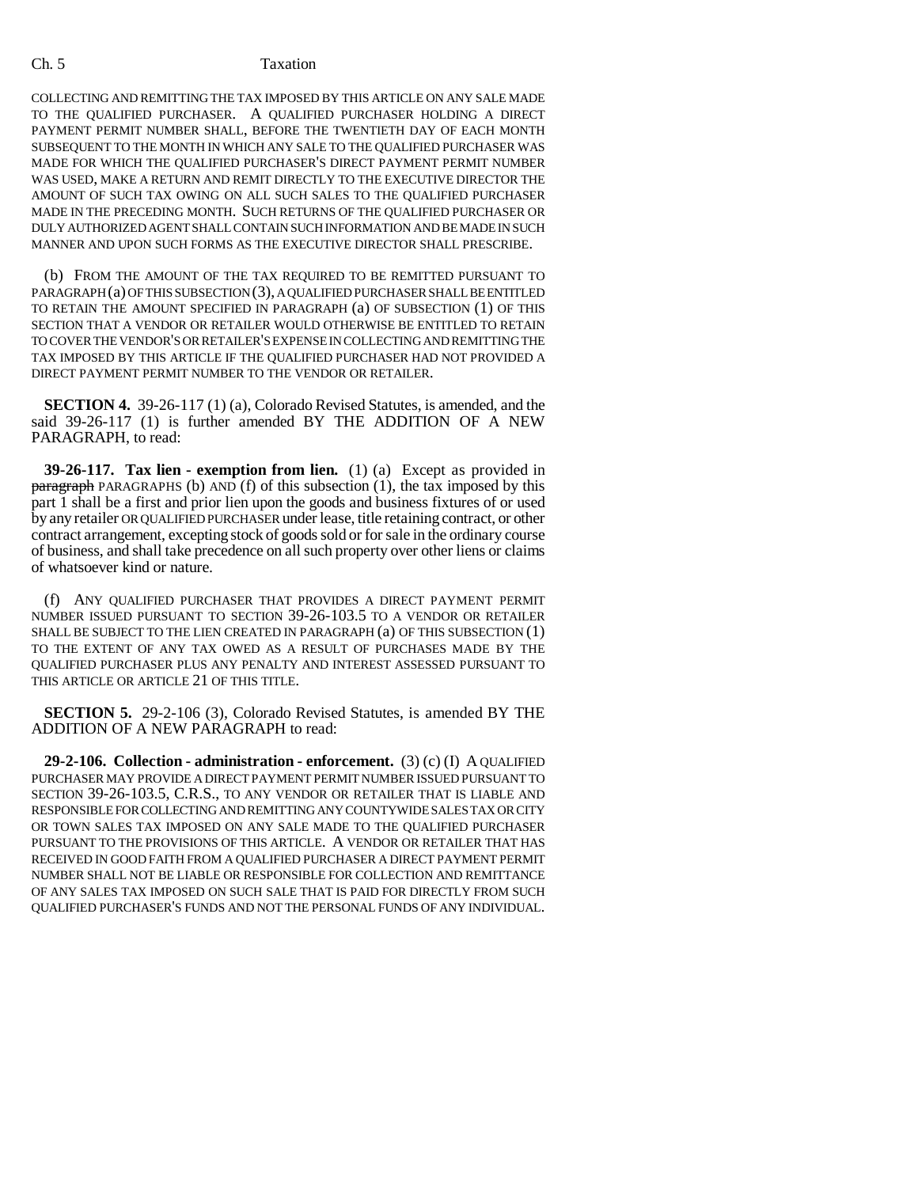COLLECTING AND REMITTING THE TAX IMPOSED BY THIS ARTICLE ON ANY SALE MADE TO THE QUALIFIED PURCHASER. A QUALIFIED PURCHASER HOLDING A DIRECT PAYMENT PERMIT NUMBER SHALL, BEFORE THE TWENTIETH DAY OF EACH MONTH SUBSEQUENT TO THE MONTH IN WHICH ANY SALE TO THE QUALIFIED PURCHASER WAS MADE FOR WHICH THE QUALIFIED PURCHASER'S DIRECT PAYMENT PERMIT NUMBER WAS USED, MAKE A RETURN AND REMIT DIRECTLY TO THE EXECUTIVE DIRECTOR THE AMOUNT OF SUCH TAX OWING ON ALL SUCH SALES TO THE QUALIFIED PURCHASER MADE IN THE PRECEDING MONTH. SUCH RETURNS OF THE QUALIFIED PURCHASER OR DULY AUTHORIZED AGENT SHALL CONTAIN SUCH INFORMATION AND BE MADE IN SUCH MANNER AND UPON SUCH FORMS AS THE EXECUTIVE DIRECTOR SHALL PRESCRIBE.

(b) FROM THE AMOUNT OF THE TAX REQUIRED TO BE REMITTED PURSUANT TO PARAGRAPH (a) OF THIS SUBSECTION (3), A QUALIFIED PURCHASER SHALL BE ENTITLED TO RETAIN THE AMOUNT SPECIFIED IN PARAGRAPH (a) OF SUBSECTION (1) OF THIS SECTION THAT A VENDOR OR RETAILER WOULD OTHERWISE BE ENTITLED TO RETAIN TO COVER THE VENDOR'S OR RETAILER'S EXPENSE IN COLLECTING AND REMITTING THE TAX IMPOSED BY THIS ARTICLE IF THE QUALIFIED PURCHASER HAD NOT PROVIDED A DIRECT PAYMENT PERMIT NUMBER TO THE VENDOR OR RETAILER.

**SECTION 4.** 39-26-117 (1) (a), Colorado Revised Statutes, is amended, and the said 39-26-117 (1) is further amended BY THE ADDITION OF A NEW PARAGRAPH, to read:

**39-26-117. Tax lien - exemption from lien.** (1) (a) Except as provided in ~~paragraph~~ PARAGRAPHS (b) AND (f) of this subsection (1), the tax imposed by this part 1 shall be a first and prior lien upon the goods and business fixtures of or used by any retailer OR QUALIFIED PURCHASER under lease, title retaining contract, or other contract arrangement, excepting stock of goods sold or for sale in the ordinary course of business, and shall take precedence on all such property over other liens or claims of whatsoever kind or nature.

(f) ANY QUALIFIED PURCHASER THAT PROVIDES A DIRECT PAYMENT PERMIT NUMBER ISSUED PURSUANT TO SECTION 39-26-103.5 TO A VENDOR OR RETAILER SHALL BE SUBJECT TO THE LIEN CREATED IN PARAGRAPH (a) OF THIS SUBSECTION (1) TO THE EXTENT OF ANY TAX OWED AS A RESULT OF PURCHASES MADE BY THE QUALIFIED PURCHASER PLUS ANY PENALTY AND INTEREST ASSESSED PURSUANT TO THIS ARTICLE OR ARTICLE 21 OF THIS TITLE.

**SECTION 5.** 29-2-106 (3), Colorado Revised Statutes, is amended BY THE ADDITION OF A NEW PARAGRAPH to read:

**29-2-106. Collection - administration - enforcement.** (3) (c) (I) A QUALIFIED PURCHASER MAY PROVIDE A DIRECT PAYMENT PERMIT NUMBER ISSUED PURSUANT TO SECTION 39-26-103.5, C.R.S., TO ANY VENDOR OR RETAILER THAT IS LIABLE AND RESPONSIBLE FOR COLLECTING AND REMITTING ANY COUNTYWIDE SALES TAX OR CITY OR TOWN SALES TAX IMPOSED ON ANY SALE MADE TO THE QUALIFIED PURCHASER PURSUANT TO THE PROVISIONS OF THIS ARTICLE. A VENDOR OR RETAILER THAT HAS RECEIVED IN GOOD FAITH FROM A QUALIFIED PURCHASER A DIRECT PAYMENT PERMIT NUMBER SHALL NOT BE LIABLE OR RESPONSIBLE FOR COLLECTION AND REMITTANCE OF ANY SALES TAX IMPOSED ON SUCH SALE THAT IS PAID FOR DIRECTLY FROM SUCH QUALIFIED PURCHASER'S FUNDS AND NOT THE PERSONAL FUNDS OF ANY INDIVIDUAL.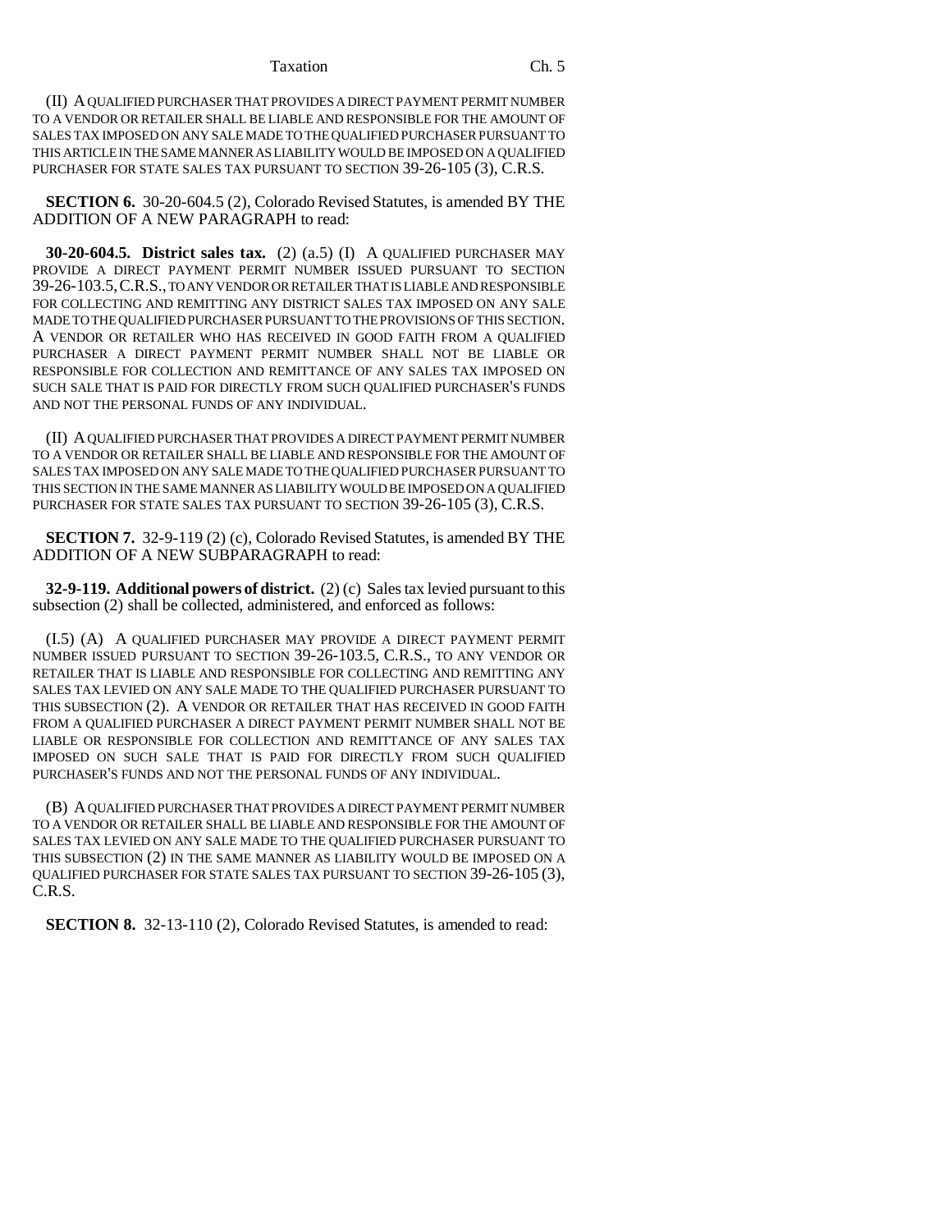(II) A QUALIFIED PURCHASER THAT PROVIDES A DIRECT PAYMENT PERMIT NUMBER TO A VENDOR OR RETAILER SHALL BE LIABLE AND RESPONSIBLE FOR THE AMOUNT OF SALES TAX IMPOSED ON ANY SALE MADE TO THE QUALIFIED PURCHASER PURSUANT TO THIS ARTICLE IN THE SAME MANNER AS LIABILITY WOULD BE IMPOSED ON A QUALIFIED PURCHASER FOR STATE SALES TAX PURSUANT TO SECTION 39-26-105 (3), C.R.S.

**SECTION 6.** 30-20-604.5 (2), Colorado Revised Statutes, is amended BY THE ADDITION OF A NEW PARAGRAPH to read:

**30-20-604.5. District sales tax.** (2) (a.5) (I) A QUALIFIED PURCHASER MAY PROVIDE A DIRECT PAYMENT PERMIT NUMBER ISSUED PURSUANT TO SECTION 39-26-103.5, C.R.S., TO ANY VENDOR OR RETAILER THAT IS LIABLE AND RESPONSIBLE FOR COLLECTING AND REMITTING ANY DISTRICT SALES TAX IMPOSED ON ANY SALE MADE TO THE QUALIFIED PURCHASER PURSUANT TO THE PROVISIONS OF THIS SECTION. A VENDOR OR RETAILER WHO HAS RECEIVED IN GOOD FAITH FROM A QUALIFIED PURCHASER A DIRECT PAYMENT PERMIT NUMBER SHALL NOT BE LIABLE OR RESPONSIBLE FOR COLLECTION AND REMITTANCE OF ANY SALES TAX IMPOSED ON SUCH SALE THAT IS PAID FOR DIRECTLY FROM SUCH QUALIFIED PURCHASER'S FUNDS AND NOT THE PERSONAL FUNDS OF ANY INDIVIDUAL.

(II) A QUALIFIED PURCHASER THAT PROVIDES A DIRECT PAYMENT PERMIT NUMBER TO A VENDOR OR RETAILER SHALL BE LIABLE AND RESPONSIBLE FOR THE AMOUNT OF SALES TAX IMPOSED ON ANY SALE MADE TO THE QUALIFIED PURCHASER PURSUANT TO THIS SECTION IN THE SAME MANNER AS LIABILITY WOULD BE IMPOSED ON A QUALIFIED PURCHASER FOR STATE SALES TAX PURSUANT TO SECTION 39-26-105 (3), C.R.S.

**SECTION 7.** 32-9-119 (2) (c), Colorado Revised Statutes, is amended BY THE ADDITION OF A NEW SUBPARAGRAPH to read:

**32-9-119. Additional powers of district.** (2) (c) Sales tax levied pursuant to this subsection (2) shall be collected, administered, and enforced as follows:

(I.5) (A) A QUALIFIED PURCHASER MAY PROVIDE A DIRECT PAYMENT PERMIT NUMBER ISSUED PURSUANT TO SECTION 39-26-103.5, C.R.S., TO ANY VENDOR OR RETAILER THAT IS LIABLE AND RESPONSIBLE FOR COLLECTING AND REMITTING ANY SALES TAX LEVIED ON ANY SALE MADE TO THE QUALIFIED PURCHASER PURSUANT TO THIS SUBSECTION (2). A VENDOR OR RETAILER THAT HAS RECEIVED IN GOOD FAITH FROM A QUALIFIED PURCHASER A DIRECT PAYMENT PERMIT NUMBER SHALL NOT BE LIABLE OR RESPONSIBLE FOR COLLECTION AND REMITTANCE OF ANY SALES TAX IMPOSED ON SUCH SALE THAT IS PAID FOR DIRECTLY FROM SUCH QUALIFIED PURCHASER'S FUNDS AND NOT THE PERSONAL FUNDS OF ANY INDIVIDUAL.

(B) A QUALIFIED PURCHASER THAT PROVIDES A DIRECT PAYMENT PERMIT NUMBER TO A VENDOR OR RETAILER SHALL BE LIABLE AND RESPONSIBLE FOR THE AMOUNT OF SALES TAX LEVIED ON ANY SALE MADE TO THE QUALIFIED PURCHASER PURSUANT TO THIS SUBSECTION (2) IN THE SAME MANNER AS LIABILITY WOULD BE IMPOSED ON A QUALIFIED PURCHASER FOR STATE SALES TAX PURSUANT TO SECTION 39-26-105 (3), C.R.S.

**SECTION 8.** 32-13-110 (2), Colorado Revised Statutes, is amended to read: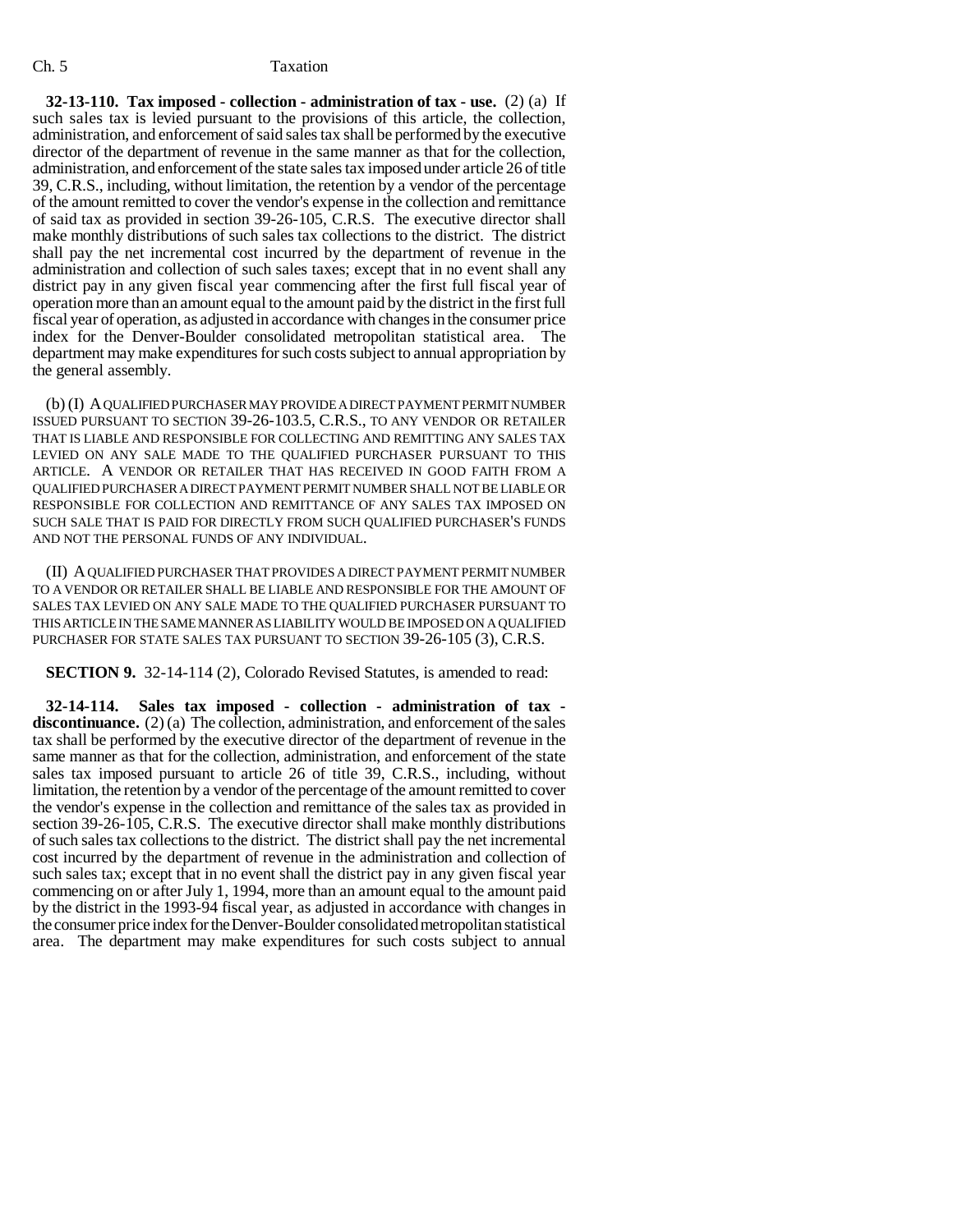**32-13-110. Tax imposed - collection - administration of tax - use.** (2) (a) If such sales tax is levied pursuant to the provisions of this article, the collection, administration, and enforcement of said sales tax shall be performed by the executive director of the department of revenue in the same manner as that for the collection, administration, and enforcement of the state sales tax imposed under article 26 of title 39, C.R.S., including, without limitation, the retention by a vendor of the percentage of the amount remitted to cover the vendor's expense in the collection and remittance of said tax as provided in section 39-26-105, C.R.S. The executive director shall make monthly distributions of such sales tax collections to the district. The district shall pay the net incremental cost incurred by the department of revenue in the administration and collection of such sales taxes; except that in no event shall any district pay in any given fiscal year commencing after the first full fiscal year of operation more than an amount equal to the amount paid by the district in the first full fiscal year of operation, as adjusted in accordance with changes in the consumer price index for the Denver-Boulder consolidated metropolitan statistical area. The department may make expenditures for such costs subject to annual appropriation by the general assembly.

(b) (I) A QUALIFIED PURCHASER MAY PROVIDE A DIRECT PAYMENT PERMIT NUMBER ISSUED PURSUANT TO SECTION 39-26-103.5, C.R.S., TO ANY VENDOR OR RETAILER THAT IS LIABLE AND RESPONSIBLE FOR COLLECTING AND REMITTING ANY SALES TAX LEVIED ON ANY SALE MADE TO THE QUALIFIED PURCHASER PURSUANT TO THIS ARTICLE. A VENDOR OR RETAILER THAT HAS RECEIVED IN GOOD FAITH FROM A QUALIFIED PURCHASER A DIRECT PAYMENT PERMIT NUMBER SHALL NOT BE LIABLE OR RESPONSIBLE FOR COLLECTION AND REMITTANCE OF ANY SALES TAX IMPOSED ON SUCH SALE THAT IS PAID FOR DIRECTLY FROM SUCH QUALIFIED PURCHASER'S FUNDS AND NOT THE PERSONAL FUNDS OF ANY INDIVIDUAL.

(II) A QUALIFIED PURCHASER THAT PROVIDES A DIRECT PAYMENT PERMIT NUMBER TO A VENDOR OR RETAILER SHALL BE LIABLE AND RESPONSIBLE FOR THE AMOUNT OF SALES TAX LEVIED ON ANY SALE MADE TO THE QUALIFIED PURCHASER PURSUANT TO THIS ARTICLE IN THE SAME MANNER AS LIABILITY WOULD BE IMPOSED ON A QUALIFIED PURCHASER FOR STATE SALES TAX PURSUANT TO SECTION 39-26-105 (3), C.R.S.

**SECTION 9.** 32-14-114 (2), Colorado Revised Statutes, is amended to read:

**32-14-114. Sales tax imposed - collection - administration of tax - discontinuance.** (2) (a) The collection, administration, and enforcement of the sales tax shall be performed by the executive director of the department of revenue in the same manner as that for the collection, administration, and enforcement of the state sales tax imposed pursuant to article 26 of title 39, C.R.S., including, without limitation, the retention by a vendor of the percentage of the amount remitted to cover the vendor's expense in the collection and remittance of the sales tax as provided in section 39-26-105, C.R.S. The executive director shall make monthly distributions of such sales tax collections to the district. The district shall pay the net incremental cost incurred by the department of revenue in the administration and collection of such sales tax; except that in no event shall the district pay in any given fiscal year commencing on or after July 1, 1994, more than an amount equal to the amount paid by the district in the 1993-94 fiscal year, as adjusted in accordance with changes in the consumer price index for the Denver-Boulder consolidated metropolitan statistical area. The department may make expenditures for such costs subject to annual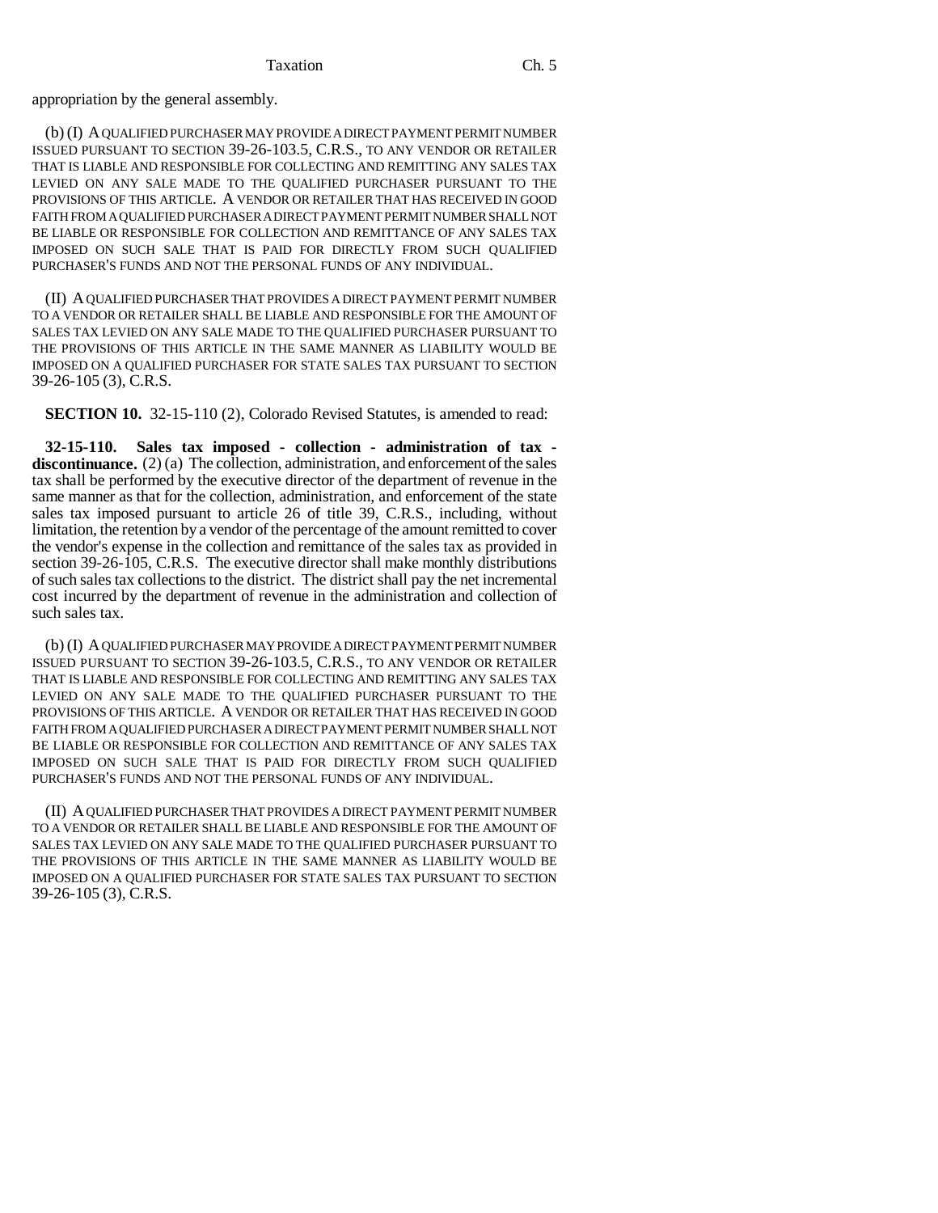appropriation by the general assembly.

(b) (I) A QUALIFIED PURCHASER MAY PROVIDE A DIRECT PAYMENT PERMIT NUMBER ISSUED PURSUANT TO SECTION 39-26-103.5, C.R.S., TO ANY VENDOR OR RETAILER THAT IS LIABLE AND RESPONSIBLE FOR COLLECTING AND REMITTING ANY SALES TAX LEVIED ON ANY SALE MADE TO THE QUALIFIED PURCHASER PURSUANT TO THE PROVISIONS OF THIS ARTICLE. A VENDOR OR RETAILER THAT HAS RECEIVED IN GOOD FAITH FROM A QUALIFIED PURCHASER A DIRECT PAYMENT PERMIT NUMBER SHALL NOT BE LIABLE OR RESPONSIBLE FOR COLLECTION AND REMITTANCE OF ANY SALES TAX IMPOSED ON SUCH SALE THAT IS PAID FOR DIRECTLY FROM SUCH QUALIFIED PURCHASER'S FUNDS AND NOT THE PERSONAL FUNDS OF ANY INDIVIDUAL.

(II) A QUALIFIED PURCHASER THAT PROVIDES A DIRECT PAYMENT PERMIT NUMBER TO A VENDOR OR RETAILER SHALL BE LIABLE AND RESPONSIBLE FOR THE AMOUNT OF SALES TAX LEVIED ON ANY SALE MADE TO THE QUALIFIED PURCHASER PURSUANT TO THE PROVISIONS OF THIS ARTICLE IN THE SAME MANNER AS LIABILITY WOULD BE IMPOSED ON A QUALIFIED PURCHASER FOR STATE SALES TAX PURSUANT TO SECTION 39-26-105 (3), C.R.S.

**SECTION 10.** 32-15-110 (2), Colorado Revised Statutes, is amended to read:

**32-15-110. Sales tax imposed - collection - administration of tax - discontinuance.** (2) (a) The collection, administration, and enforcement of the sales tax shall be performed by the executive director of the department of revenue in the same manner as that for the collection, administration, and enforcement of the state sales tax imposed pursuant to article 26 of title 39, C.R.S., including, without limitation, the retention by a vendor of the percentage of the amount remitted to cover the vendor's expense in the collection and remittance of the sales tax as provided in section 39-26-105, C.R.S. The executive director shall make monthly distributions of such sales tax collections to the district. The district shall pay the net incremental cost incurred by the department of revenue in the administration and collection of such sales tax.

(b) (I) A QUALIFIED PURCHASER MAY PROVIDE A DIRECT PAYMENT PERMIT NUMBER ISSUED PURSUANT TO SECTION 39-26-103.5, C.R.S., TO ANY VENDOR OR RETAILER THAT IS LIABLE AND RESPONSIBLE FOR COLLECTING AND REMITTING ANY SALES TAX LEVIED ON ANY SALE MADE TO THE QUALIFIED PURCHASER PURSUANT TO THE PROVISIONS OF THIS ARTICLE. A VENDOR OR RETAILER THAT HAS RECEIVED IN GOOD FAITH FROM A QUALIFIED PURCHASER A DIRECT PAYMENT PERMIT NUMBER SHALL NOT BE LIABLE OR RESPONSIBLE FOR COLLECTION AND REMITTANCE OF ANY SALES TAX IMPOSED ON SUCH SALE THAT IS PAID FOR DIRECTLY FROM SUCH QUALIFIED PURCHASER'S FUNDS AND NOT THE PERSONAL FUNDS OF ANY INDIVIDUAL.

(II) A QUALIFIED PURCHASER THAT PROVIDES A DIRECT PAYMENT PERMIT NUMBER TO A VENDOR OR RETAILER SHALL BE LIABLE AND RESPONSIBLE FOR THE AMOUNT OF SALES TAX LEVIED ON ANY SALE MADE TO THE QUALIFIED PURCHASER PURSUANT TO THE PROVISIONS OF THIS ARTICLE IN THE SAME MANNER AS LIABILITY WOULD BE IMPOSED ON A QUALIFIED PURCHASER FOR STATE SALES TAX PURSUANT TO SECTION 39-26-105 (3), C.R.S.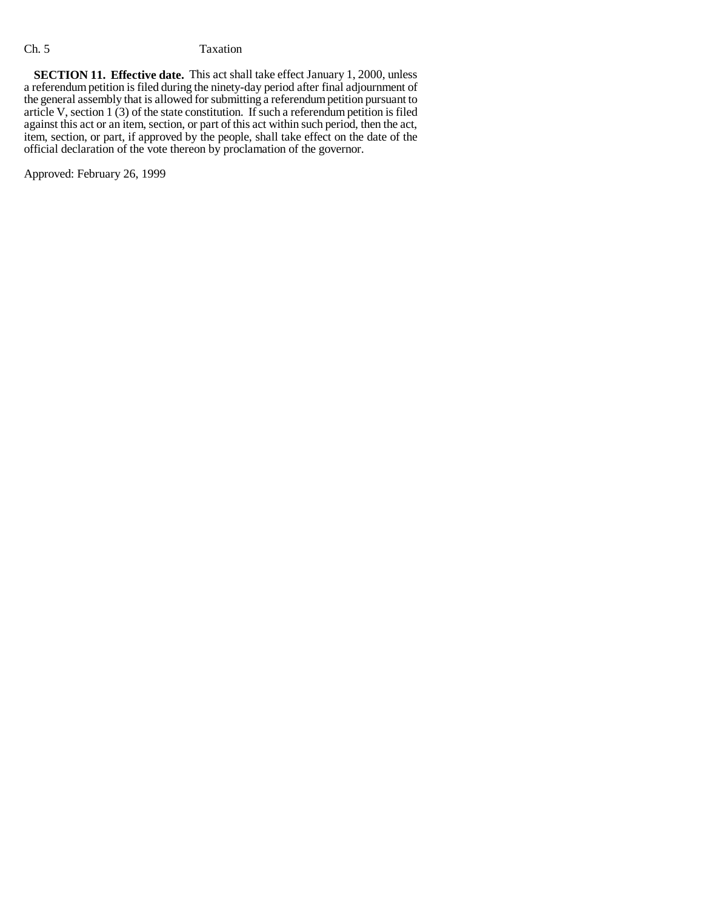**SECTION 11. Effective date.** This act shall take effect January 1, 2000, unless a referendum petition is filed during the ninety-day period after final adjournment of the general assembly that is allowed for submitting a referendum petition pursuant to article V, section 1 (3) of the state constitution. If such a referendum petition is filed against this act or an item, section, or part of this act within such period, then the act, item, section, or part, if approved by the people, shall take effect on the date of the official declaration of the vote thereon by proclamation of the governor.

Approved: February 26, 1999